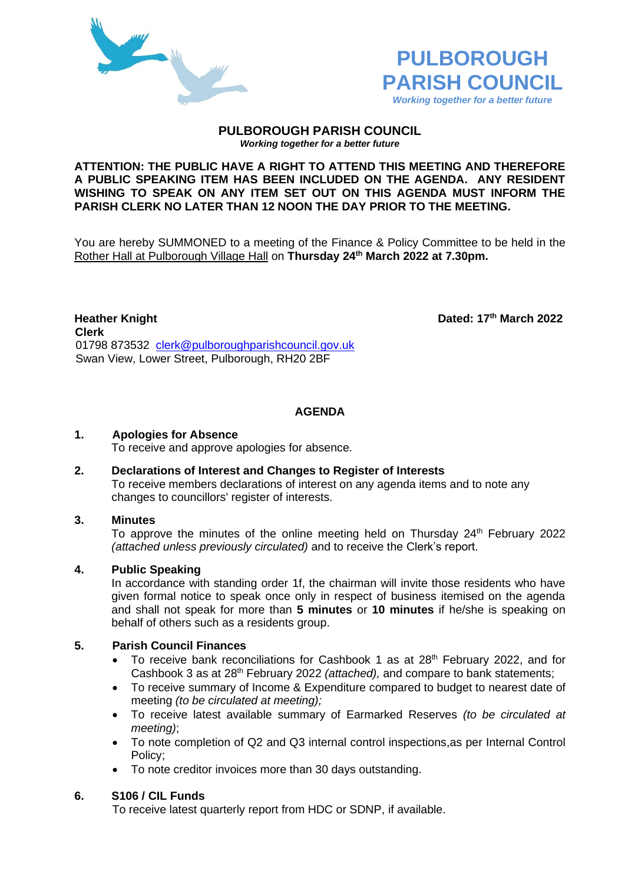# PULBOROUGH PARISH COUNCIL

*Working together for a better future*

## PULBOROUGH PARISH COUNCIL

***Working together for a better future***

**ATTENTION: THE PUBLIC HAVE A RIGHT TO ATTEND THIS MEETING AND THEREFORE A PUBLIC SPEAKING ITEM HAS BEEN INCLUDED ON THE AGENDA. ANY RESIDENT WISHING TO SPEAK ON ANY ITEM SET OUT ON THIS AGENDA MUST INFORM THE PARISH CLERK NO LATER THAN 12 NOON THE DAY PRIOR TO THE MEETING.**

You are hereby SUMMONED to a meeting of the Finance & Policy Committee to be held in the Rother Hall at Pulborough Village Hall on **Thursday 24th March 2022 at 7.30pm.**

**Heather Knight**
**Clerk**
01798 873532 clerk@pulboroughparishcouncil.gov.uk
Swan View, Lower Street, Pulborough, RH20 2BF

**Dated: 17th March 2022**

## AGENDA

**1. Apologies for Absence**
To receive and approve apologies for absence.

**2. Declarations of Interest and Changes to Register of Interests**
To receive members declarations of interest on any agenda items and to note any changes to councillors' register of interests.

**3. Minutes**
To approve the minutes of the online meeting held on Thursday 24th February 2022 *(attached unless previously circulated)* and to receive the Clerk's report.

**4. Public Speaking**
In accordance with standing order 1f, the chairman will invite those residents who have given formal notice to speak once only in respect of business itemised on the agenda and shall not speak for more than **5 minutes** or **10 minutes** if he/she is speaking on behalf of others such as a residents group.

**5. Parish Council Finances**

- To receive bank reconciliations for Cashbook 1 as at 28th February 2022, and for Cashbook 3 as at 28th February 2022 *(attached),* and compare to bank statements;
- To receive summary of Income & Expenditure compared to budget to nearest date of meeting *(to be circulated at meeting);*
- To receive latest available summary of Earmarked Reserves *(to be circulated at meeting)*;
- To note completion of Q2 and Q3 internal control inspections,as per Internal Control Policy;
- To note creditor invoices more than 30 days outstanding.

**6. S106 / CIL Funds**
To receive latest quarterly report from HDC or SDNP, if available.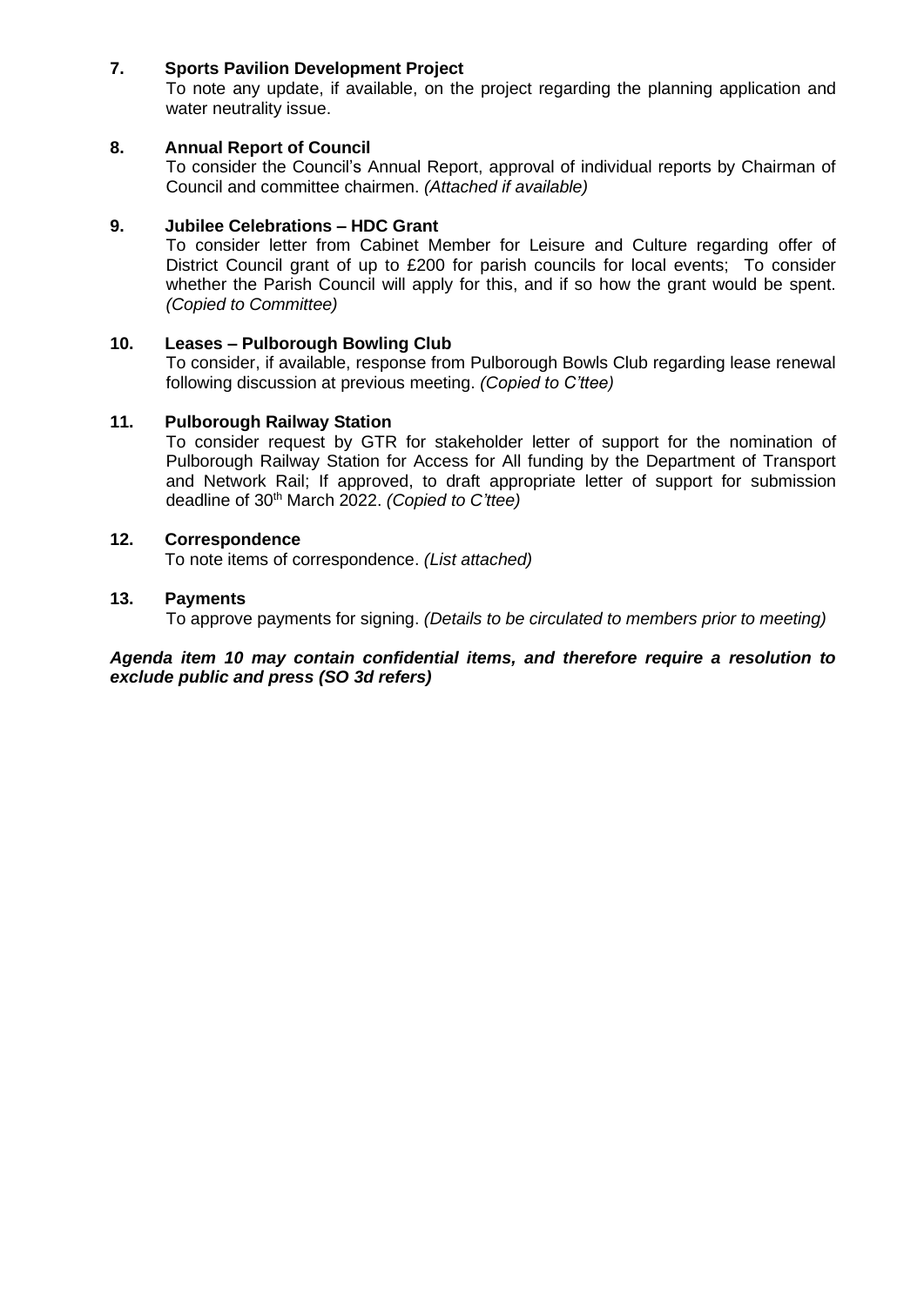**7. Sports Pavilion Development Project**

To note any update, if available, on the project regarding the planning application and water neutrality issue.

**8. Annual Report of Council**

To consider the Council's Annual Report, approval of individual reports by Chairman of Council and committee chairmen. *(Attached if available)*

**9. Jubilee Celebrations – HDC Grant**

To consider letter from Cabinet Member for Leisure and Culture regarding offer of District Council grant of up to £200 for parish councils for local events; To consider whether the Parish Council will apply for this, and if so how the grant would be spent. *(Copied to Committee)*

**10. Leases – Pulborough Bowling Club**

To consider, if available, response from Pulborough Bowls Club regarding lease renewal following discussion at previous meeting. *(Copied to C'ttee)*

**11. Pulborough Railway Station**

To consider request by GTR for stakeholder letter of support for the nomination of Pulborough Railway Station for Access for All funding by the Department of Transport and Network Rail; If approved, to draft appropriate letter of support for submission deadline of 30th March 2022. *(Copied to C'ttee)*

**12. Correspondence**

To note items of correspondence. *(List attached)*

**13. Payments**

To approve payments for signing. *(Details to be circulated to members prior to meeting)*

***Agenda item 10 may contain confidential items, and therefore require a resolution to exclude public and press (SO 3d refers)***